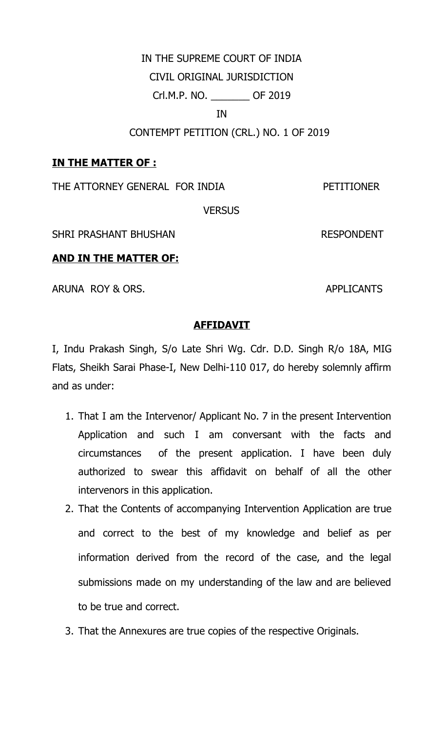IN THE SUPREME COURT OF INDIA

CIVIL ORIGINAL JURISDICTION

Crl.M.P. NO. _______ OF 2019

IN

CONTEMPT PETITION (CRL.) NO. 1 OF 2019

**IN THE MATTER OF :**

THE ATTORNEY GENERAL FOR INDIA PETITIONER

VERSUS

SHRI PRASHANT BHUSHAN RESPONDENT

**AND IN THE MATTER OF:**

ARUNA ROY & ORS. APPLICANTS

**AFFIDAVIT**

I, Indu Prakash Singh, S/o Late Shri Wg. Cdr. D.D. Singh R/o 18A, MIG Flats, Sheikh Sarai Phase-I, New Delhi-110 017, do hereby solemnly affirm and as under:

1. That I am the Intervenor/ Applicant No. 7 in the present Intervention Application and such I am conversant with the facts and circumstances of the present application. I have been duly authorized to swear this affidavit on behalf of all the other intervenors in this application.
2. That the Contents of accompanying Intervention Application are true and correct to the best of my knowledge and belief as per information derived from the record of the case, and the legal submissions made on my understanding of the law and are believed to be true and correct.
3. That the Annexures are true copies of the respective Originals.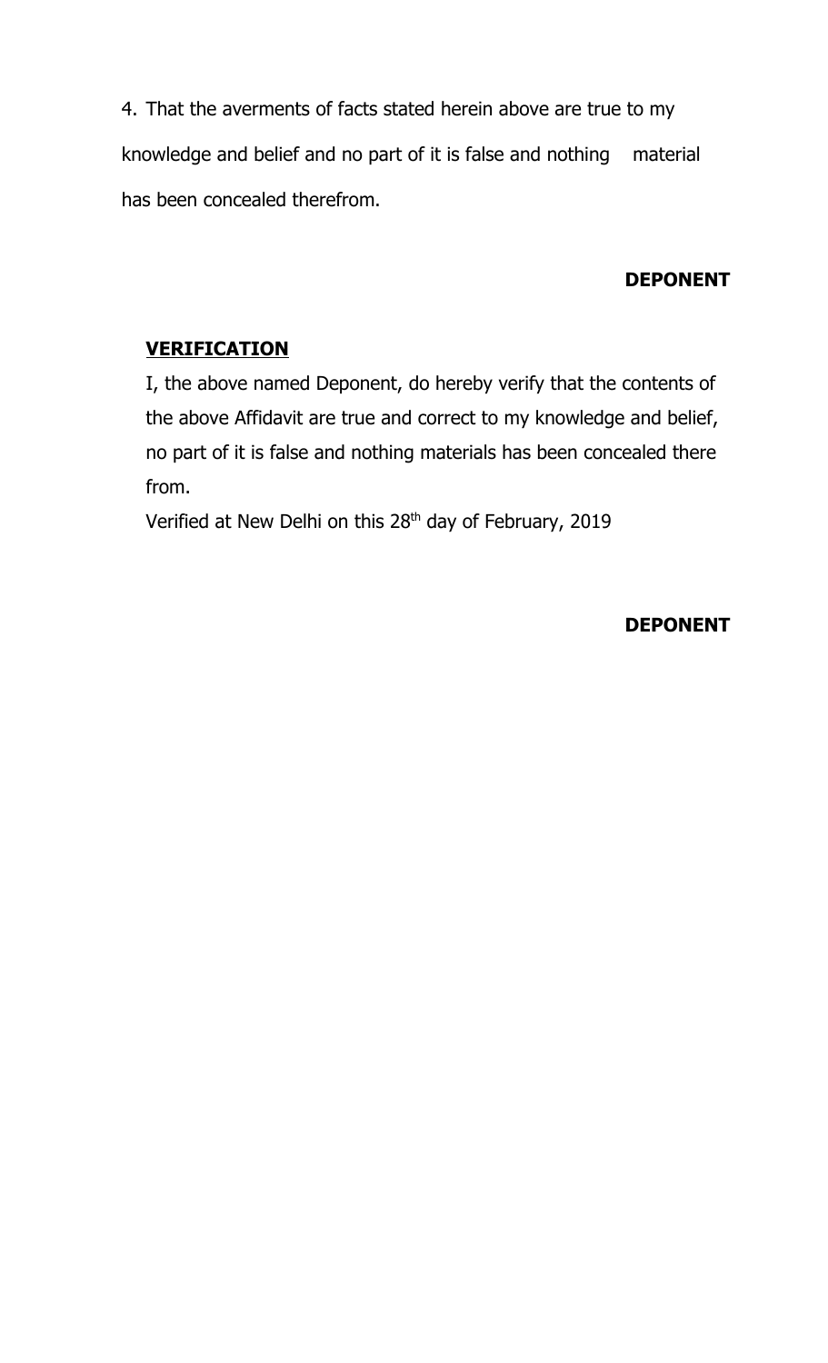4. That the averments of facts stated herein above are true to my knowledge and belief and no part of it is false and nothing material has been concealed therefrom.

**DEPONENT**

**VERIFICATION**

I, the above named Deponent, do hereby verify that the contents of the above Affidavit are true and correct to my knowledge and belief, no part of it is false and nothing materials has been concealed there from.

Verified at New Delhi on this 28th day of February, 2019

**DEPONENT**